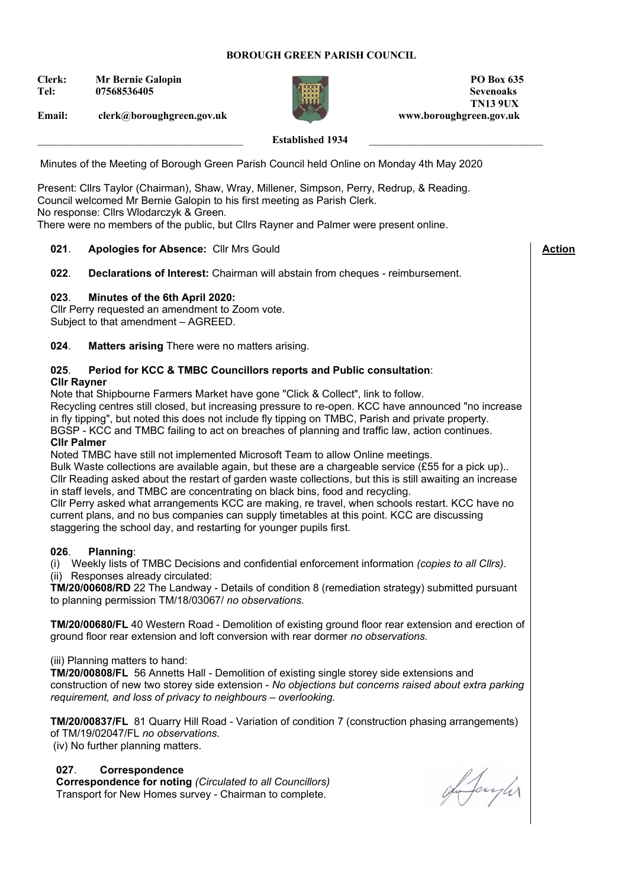**BOROUGH GREEN PARISH COUNCIL**

**Clerk:** **Mr Bernie Galopin**
**Tel:** **07568536405**
**Email:** **clerk@boroughgreen.gov.uk**

**PO Box 635**
**Sevenoaks**
**TN13 9UX**
**www.boroughgreen.gov.uk**

**Established 1934**

Minutes of the Meeting of Borough Green Parish Council held Online on Monday 4th May 2020

Present: Cllrs Taylor (Chairman), Shaw, Wray, Millener, Simpson, Perry, Redrup, & Reading.
Council welcomed Mr Bernie Galopin to his first meeting as Parish Clerk.
No response: Cllrs Wlodarczyk & Green.
There were no members of the public, but Cllrs Rayner and Palmer were present online.

**Action**

**021**. **Apologies for Absence:** Cllr Mrs Gould

**022**. **Declarations of Interest:** Chairman will abstain from cheques - reimbursement.

**023**. **Minutes of the 6th April 2020:**
Cllr Perry requested an amendment to Zoom vote.
Subject to that amendment – AGREED.

**024**. **Matters arising** There were no matters arising.

**025**. **Period for KCC & TMBC Councillors reports and Public consultation**:

**Cllr Rayner**

Note that Shipbourne Farmers Market have gone "Click & Collect", link to follow.
Recycling centres still closed, but increasing pressure to re-open. KCC have announced "no increase in fly tipping", but noted this does not include fly tipping on TMBC, Parish and private property.
BGSP - KCC and TMBC failing to act on breaches of planning and traffic law, action continues.

**Cllr Palmer**

Noted TMBC have still not implemented Microsoft Team to allow Online meetings.
Bulk Waste collections are available again, but these are a chargeable service (£55 for a pick up)..
Cllr Reading asked about the restart of garden waste collections, but this is still awaiting an increase in staff levels, and TMBC are concentrating on black bins, food and recycling.
Cllr Perry asked what arrangements KCC are making, re travel, when schools restart. KCC have no current plans, and no bus companies can supply timetables at this point. KCC are discussing staggering the school day, and restarting for younger pupils first.

**026**. **Planning**:

(i) Weekly lists of TMBC Decisions and confidential enforcement information *(copies to all Cllrs)*.
(ii) Responses already circulated:

**TM/20/00608/RD** 22 The Landway - Details of condition 8 (remediation strategy) submitted pursuant to planning permission TM/18/03067/ *no observations.*

**TM/20/00680/FL** 40 Western Road - Demolition of existing ground floor rear extension and erection of ground floor rear extension and loft conversion with rear dormer *no observations.*

(iii) Planning matters to hand:

**TM/20/00808/FL** 56 Annetts Hall - Demolition of existing single storey side extensions and construction of new two storey side extension - *No objections but concerns raised about extra parking requirement, and loss of privacy to neighbours – overlooking.*

**TM/20/00837/FL** 81 Quarry Hill Road - Variation of condition 7 (construction phasing arrangements) of TM/19/02047/FL *no observations*.
(iv) No further planning matters.

**027**. **Correspondence**

**Correspondence for noting** *(Circulated to all Councillors)*
Transport for New Homes survey - Chairman to complete.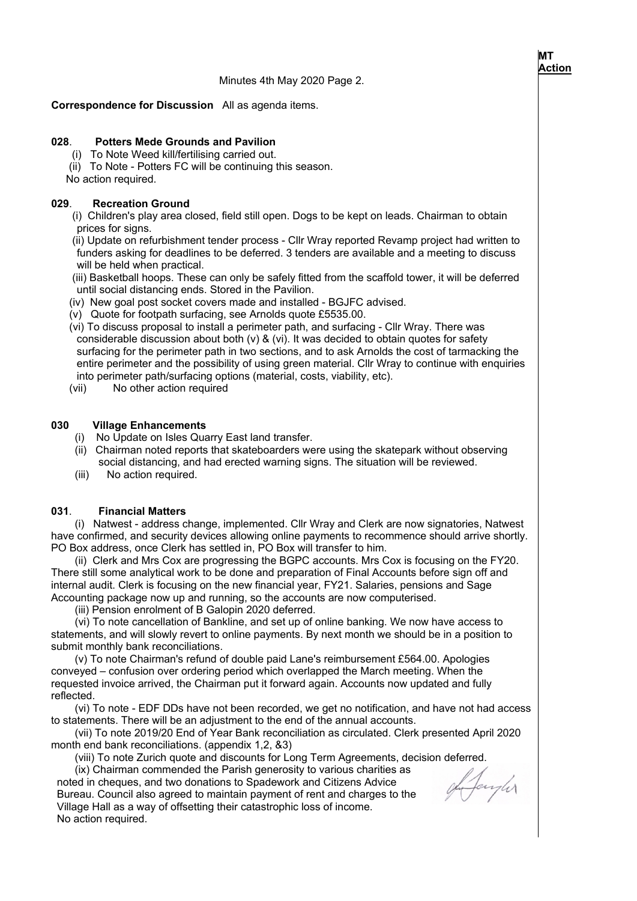MT
Action

Minutes 4th May 2020 Page 2.

**Correspondence for Discussion** All as agenda items.

**028. Potters Mede Grounds and Pavilion**

(i) To Note Weed kill/fertilising carried out.
(ii) To Note - Potters FC will be continuing this season.
No action required.

**029. Recreation Ground**

(i) Children's play area closed, field still open. Dogs to be kept on leads. Chairman to obtain prices for signs.
(ii) Update on refurbishment tender process - Cllr Wray reported Revamp project had written to funders asking for deadlines to be deferred. 3 tenders are available and a meeting to discuss will be held when practical.
(iii) Basketball hoops. These can only be safely fitted from the scaffold tower, it will be deferred until social distancing ends. Stored in the Pavilion.
(iv) New goal post socket covers made and installed - BGJFC advised.
(v) Quote for footpath surfacing, see Arnolds quote £5535.00.
(vi) To discuss proposal to install a perimeter path, and surfacing - Cllr Wray. There was considerable discussion about both (v) & (vi). It was decided to obtain quotes for safety surfacing for the perimeter path in two sections, and to ask Arnolds the cost of tarmacking the entire perimeter and the possibility of using green material. Cllr Wray to continue with enquiries into perimeter path/surfacing options (material, costs, viability, etc).
(vii) No other action required

**030 Village Enhancements**

(i) No Update on Isles Quarry East land transfer.
(ii) Chairman noted reports that skateboarders were using the skatepark without observing social distancing, and had erected warning signs. The situation will be reviewed.
(iii) No action required.

**031. Financial Matters**

(i) Natwest - address change, implemented. Cllr Wray and Clerk are now signatories, Natwest have confirmed, and security devices allowing online payments to recommence should arrive shortly. PO Box address, once Clerk has settled in, PO Box will transfer to him.

(ii) Clerk and Mrs Cox are progressing the BGPC accounts. Mrs Cox is focusing on the FY20. There still some analytical work to be done and preparation of Final Accounts before sign off and internal audit. Clerk is focusing on the new financial year, FY21. Salaries, pensions and Sage Accounting package now up and running, so the accounts are now computerised.

(iii) Pension enrolment of B Galopin 2020 deferred.

(vi) To note cancellation of Bankline, and set up of online banking. We now have access to statements, and will slowly revert to online payments. By next month we should be in a position to submit monthly bank reconciliations.

(v) To note Chairman's refund of double paid Lane's reimbursement £564.00. Apologies conveyed – confusion over ordering period which overlapped the March meeting. When the requested invoice arrived, the Chairman put it forward again. Accounts now updated and fully reflected.

(vi) To note - EDF DDs have not been recorded, we get no notification, and have not had access to statements. There will be an adjustment to the end of the annual accounts.

(vii) To note 2019/20 End of Year Bank reconciliation as circulated. Clerk presented April 2020 month end bank reconciliations. (appendix 1,2, &3)

(viii) To note Zurich quote and discounts for Long Term Agreements, decision deferred.

(ix) Chairman commended the Parish generosity to various charities as noted in cheques, and two donations to Spadework and Citizens Advice Bureau. Council also agreed to maintain payment of rent and charges to the Village Hall as a way of offsetting their catastrophic loss of income.
No action required.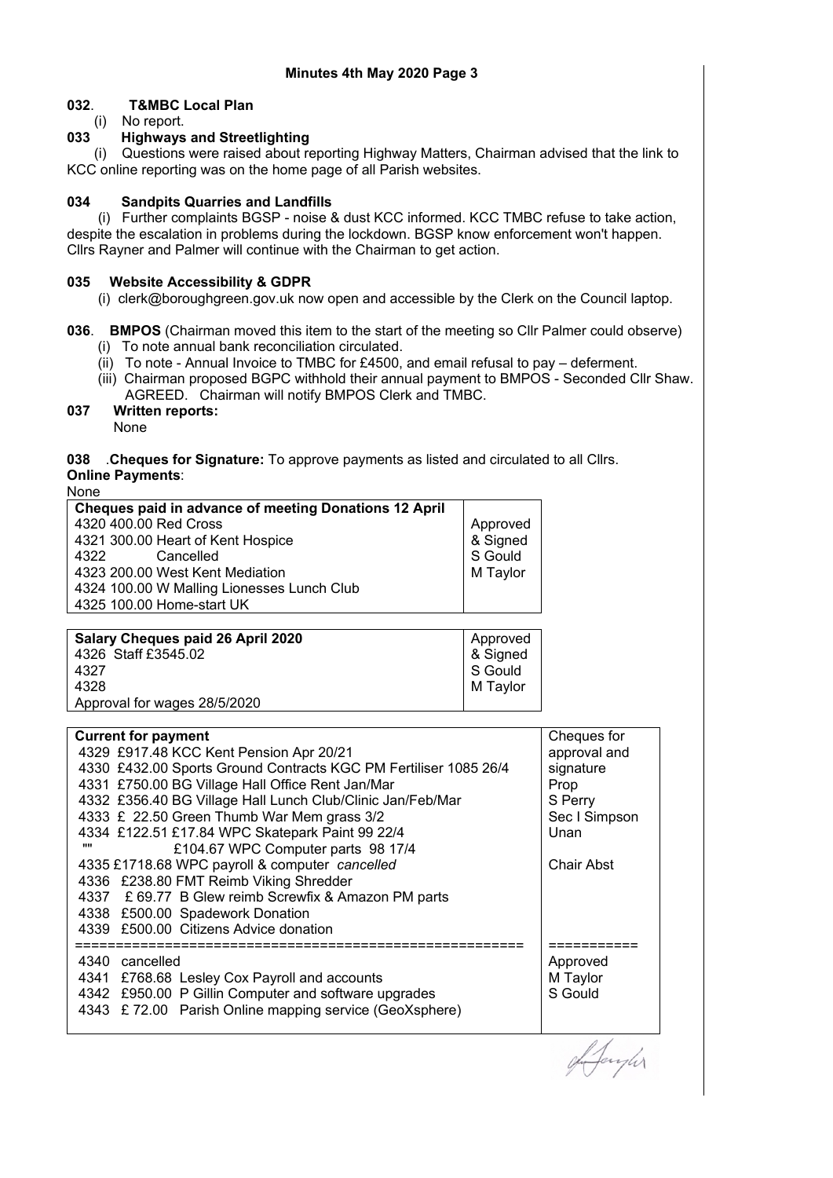**Minutes 4th May 2020 Page 3**

**032**. **T&MBC Local Plan**

(i) No report.

**033 Highways and Streetlighting**

(i) Questions were raised about reporting Highway Matters, Chairman advised that the link to KCC online reporting was on the home page of all Parish websites.

**034 Sandpits Quarries and Landfills**

(i) Further complaints BGSP - noise & dust KCC informed. KCC TMBC refuse to take action, despite the escalation in problems during the lockdown. BGSP know enforcement won't happen. Cllrs Rayner and Palmer will continue with the Chairman to get action.

**035 Website Accessibility & GDPR**

(i) clerk@boroughgreen.gov.uk now open and accessible by the Clerk on the Council laptop.

**036**. **BMPOS** (Chairman moved this item to the start of the meeting so Cllr Palmer could observe)

(i) To note annual bank reconciliation circulated.
(ii) To note - Annual Invoice to TMBC for £4500, and email refusal to pay – deferment.
(iii) Chairman proposed BGPC withhold their annual payment to BMPOS - Seconded Cllr Shaw. AGREED. Chairman will notify BMPOS Clerk and TMBC.

**037 Written reports:**

None

**038** .**Cheques for Signature:** To approve payments as listed and circulated to all Cllrs.

**Online Payments**:

None

| **Cheques paid in advance of meeting Donations 12 April** | |
|---|---|
| 4320 400.00 Red Cross | Approved |
| 4321 300.00 Heart of Kent Hospice | & Signed |
| 4322 Cancelled | S Gould |
| 4323 200.00 West Kent Mediation | M Taylor |
| 4324 100.00 W Malling Lionesses Lunch Club | |
| 4325 100.00 Home-start UK | |

| **Salary Cheques paid 26 April 2020** | Approved |
|---|---|
| 4326 Staff £3545.02 | & Signed |
| 4327 | S Gould |
| 4328 | M Taylor |
| Approval for wages 28/5/2020 | |

| **Current for payment** | Cheques for |
|---|---|
| 4329 £917.48 KCC Kent Pension Apr 20/21 | approval and |
| 4330 £432.00 Sports Ground Contracts KGC PM Fertiliser 1085 26/4 | signature |
| 4331 £750.00 BG Village Hall Office Rent Jan/Mar | Prop |
| 4332 £356.40 BG Village Hall Lunch Club/Clinic Jan/Feb/Mar | S Perry |
| 4333 £ 22.50 Green Thumb War Mem grass 3/2 | Sec I Simpson |
| 4334 £122.51 £17.84 WPC Skatepark Paint 99 22/4 | Unan |
| "" £104.67 WPC Computer parts 98 17/4 | |
| 4335 £1718.68 WPC payroll & computer *cancelled* | Chair Abst |
| 4336 £238.80 FMT Reimb Viking Shredder | |
| 4337 £ 69.77 B Glew reimb Screwfix & Amazon PM parts | |
| 4338 £500.00 Spadework Donation | |
| 4339 £500.00 Citizens Advice donation | |
| ===================================================== | =========== |
| 4340 cancelled | Approved |
| 4341 £768.68 Lesley Cox Payroll and accounts | M Taylor |
| 4342 £950.00 P Gillin Computer and software upgrades | S Gould |
| 4343 £ 72.00 Parish Online mapping service (GeoXsphere) | |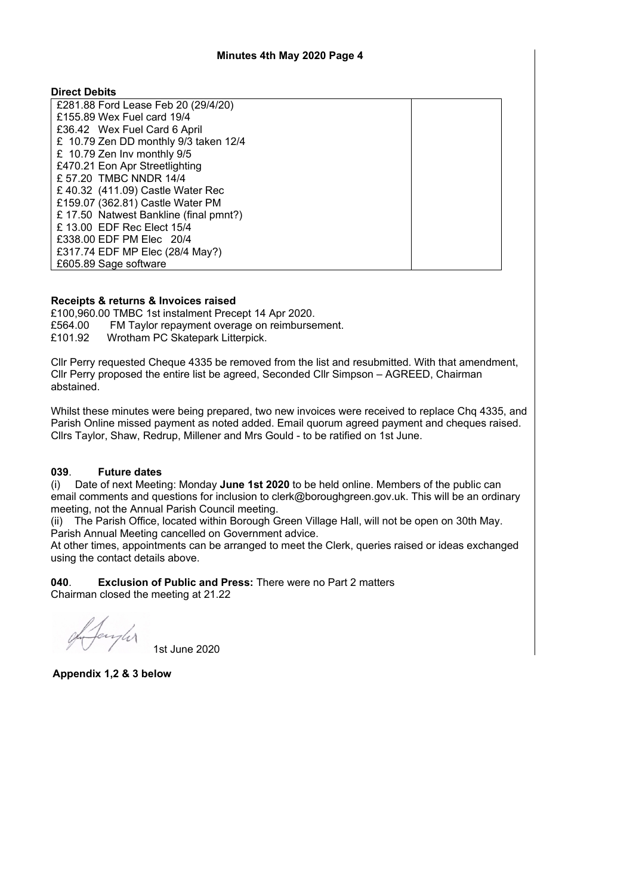**Direct Debits**

| | |
|---|---|
| £281.88 Ford Lease Feb 20 (29/4/20) | |
| £155.89 Wex Fuel card 19/4 | |
| £36.42 Wex Fuel Card 6 April | |
| £ 10.79 Zen DD monthly 9/3 taken 12/4 | |
| £ 10.79 Zen Inv monthly 9/5 | |
| £470.21 Eon Apr Streetlighting | |
| £ 57.20 TMBC NNDR 14/4 | |
| £ 40.32 (411.09) Castle Water Rec | |
| £159.07 (362.81) Castle Water PM | |
| £ 17.50 Natwest Bankline (final pmnt?) | |
| £ 13.00 EDF Rec Elect 15/4 | |
| £338.00 EDF PM Elec 20/4 | |
| £317.74 EDF MP Elec (28/4 May?) | |
| £605.89 Sage software | |

**Receipts & returns & Invoices raised**

£100,960.00 TMBC 1st instalment Precept 14 Apr 2020.
£564.00 FM Taylor repayment overage on reimbursement.
£101.92 Wrotham PC Skatepark Litterpick.

Cllr Perry requested Cheque 4335 be removed from the list and resubmitted. With that amendment, Cllr Perry proposed the entire list be agreed, Seconded Cllr Simpson – AGREED, Chairman abstained.

Whilst these minutes were being prepared, two new invoices were received to replace Chq 4335, and Parish Online missed payment as noted added. Email quorum agreed payment and cheques raised. Cllrs Taylor, Shaw, Redrup, Millener and Mrs Gould - to be ratified on 1st June.

**039**. **Future dates**

(i) Date of next Meeting: Monday **June 1st 2020** to be held online. Members of the public can email comments and questions for inclusion to clerk@boroughgreen.gov.uk. This will be an ordinary meeting, not the Annual Parish Council meeting.

(ii) The Parish Office, located within Borough Green Village Hall, will not be open on 30th May. Parish Annual Meeting cancelled on Government advice.

At other times, appointments can be arranged to meet the Clerk, queries raised or ideas exchanged using the contact details above.

**040**. **Exclusion of Public and Press:** There were no Part 2 matters

Chairman closed the meeting at 21.22

1st June 2020

**Appendix 1,2 & 3 below**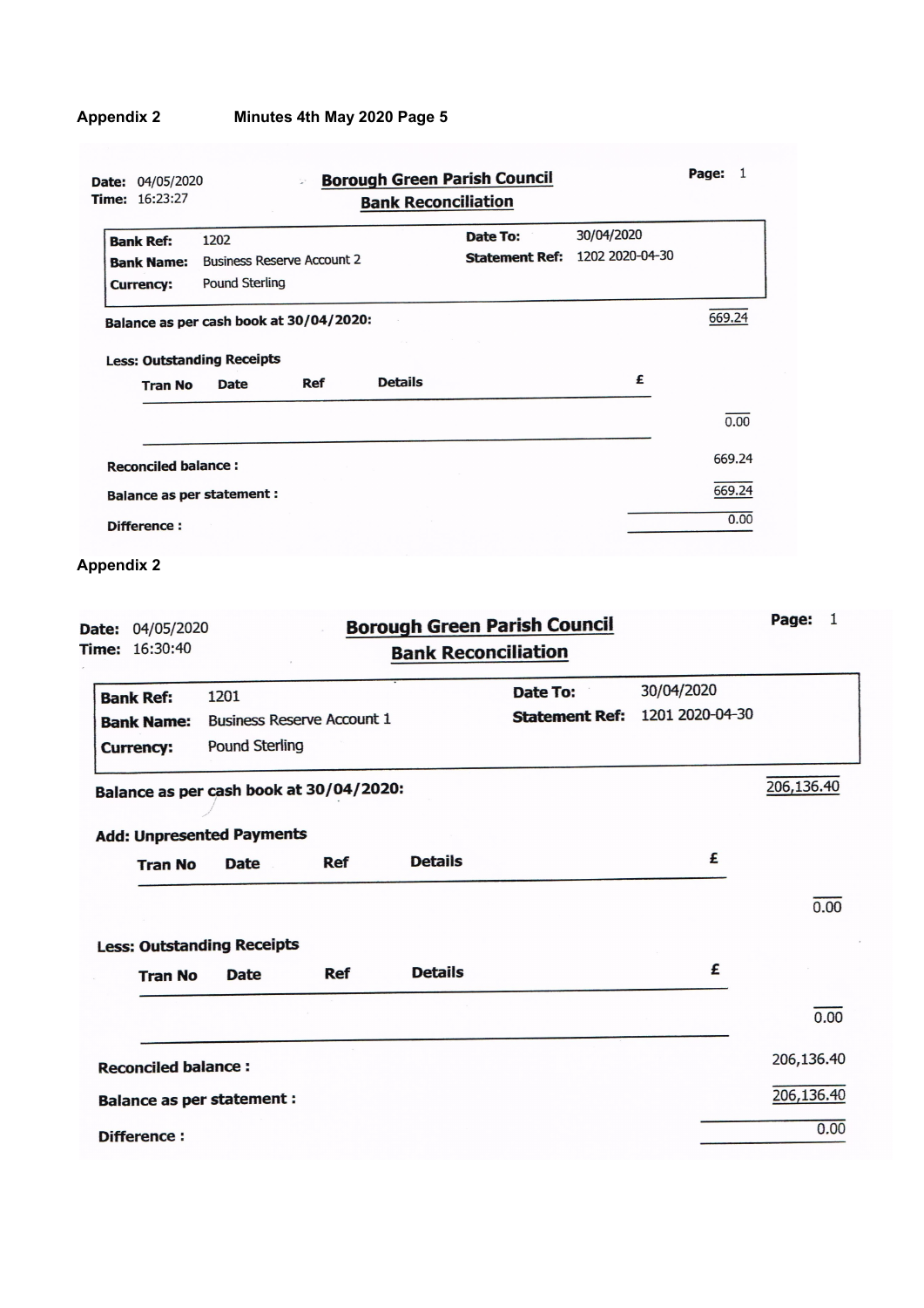**Appendix 2** **Minutes 4th May 2020 Page 5**

Date: 04/05/2020
Time: 16:23:27

## Borough Green Parish Council
## Bank Reconciliation

Page: 1

| | | | |
|---|---|---|---|
| **Bank Ref:** | 1202 | **Date To:** | 30/04/2020 |
| **Bank Name:** | Business Reserve Account 2 | **Statement Ref:** | 1202 2020-04-30 |
| **Currency:** | Pound Sterling | | |

**Balance as per cash book at 30/04/2020:** 669.24

**Less: Outstanding Receipts**

| Tran No | Date | Ref | Details | £ |
|---|---|---|---|---|
| | | | | |

0.00

**Reconciled balance :** 669.24

**Balance as per statement :** 669.24

**Difference :** 0.00

**Appendix 2**

Date: 04/05/2020
Time: 16:30:40

## Borough Green Parish Council
## Bank Reconciliation

Page: 1

| | | | |
|---|---|---|---|
| **Bank Ref:** | 1201 | **Date To:** | 30/04/2020 |
| **Bank Name:** | Business Reserve Account 1 | **Statement Ref:** | 1201 2020-04-30 |
| **Currency:** | Pound Sterling | | |

**Balance as per cash book at 30/04/2020:** 206,136.40

**Add: Unpresented Payments**

| Tran No | Date | Ref | Details | £ |
|---|---|---|---|---|
| | | | | |

0.00

**Less: Outstanding Receipts**

| Tran No | Date | Ref | Details | £ |
|---|---|---|---|---|
| | | | | |

0.00

**Reconciled balance :** 206,136.40

**Balance as per statement :** 206,136.40

**Difference :** 0.00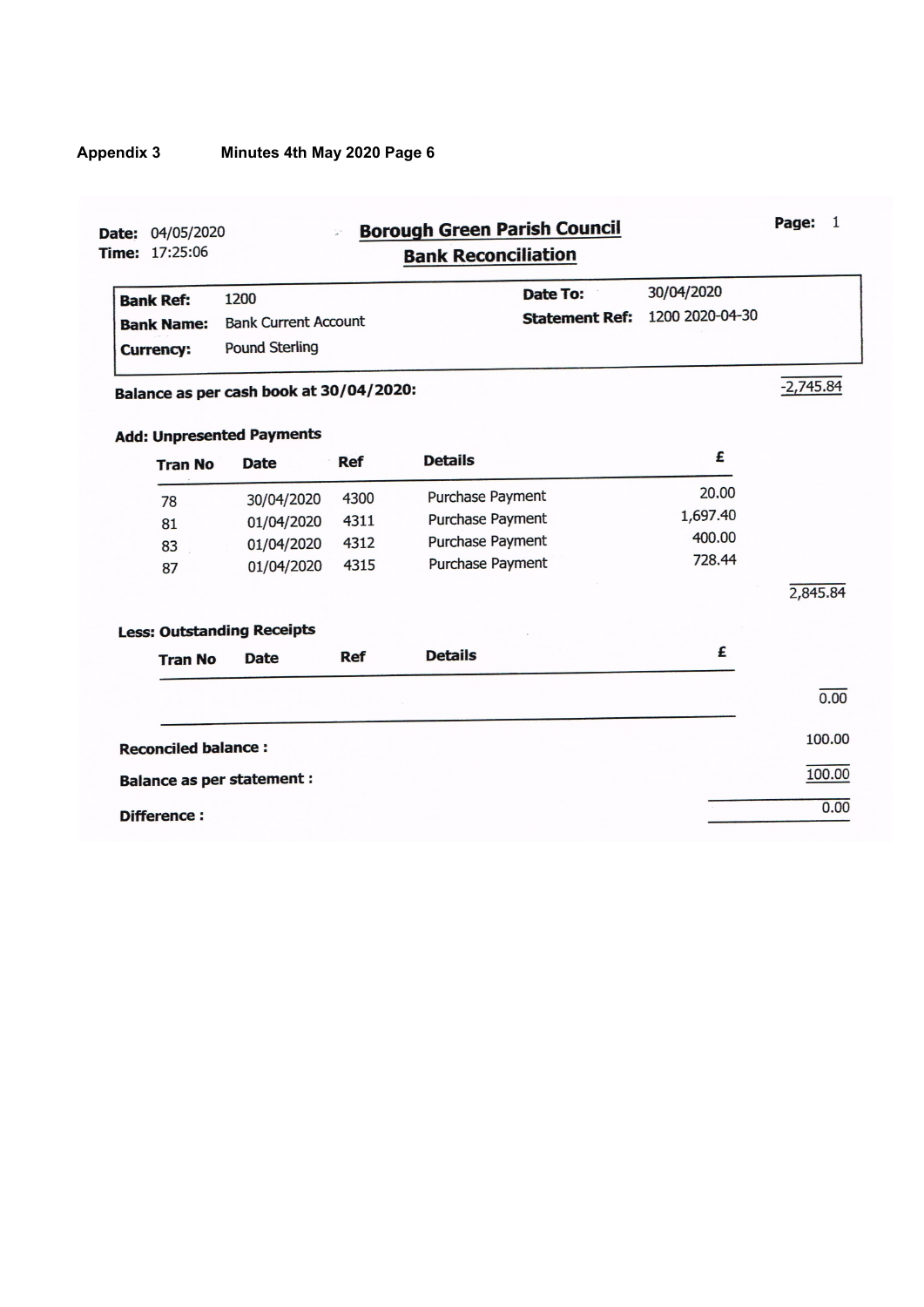**Appendix 3** **Minutes 4th May 2020 Page 6**

**Date:** 04/05/2020
**Time:** 17:25:06

## Borough Green Parish Council
## Bank Reconciliation

**Page:** 1

| | | | |
|---|---|---|---|
| **Bank Ref:** | 1200 | **Date To:** | 30/04/2020 |
| **Bank Name:** | Bank Current Account | **Statement Ref:** | 1200 2020-04-30 |
| **Currency:** | Pound Sterling | | |

**Balance as per cash book at 30/04/2020:** -2,745.84

**Add: Unpresented Payments**

| Tran No | Date | Ref | Details | £ |
|---|---|---|---|---|
| 78 | 30/04/2020 | 4300 | Purchase Payment | 20.00 |
| 81 | 01/04/2020 | 4311 | Purchase Payment | 1,697.40 |
| 83 | 01/04/2020 | 4312 | Purchase Payment | 400.00 |
| 87 | 01/04/2020 | 4315 | Purchase Payment | 728.44 |

2,845.84

**Less: Outstanding Receipts**

| Tran No | Date | Ref | Details | £ |
|---|---|---|---|---|

0.00

**Reconciled balance :** 100.00

**Balance as per statement :** 100.00

**Difference :** 0.00